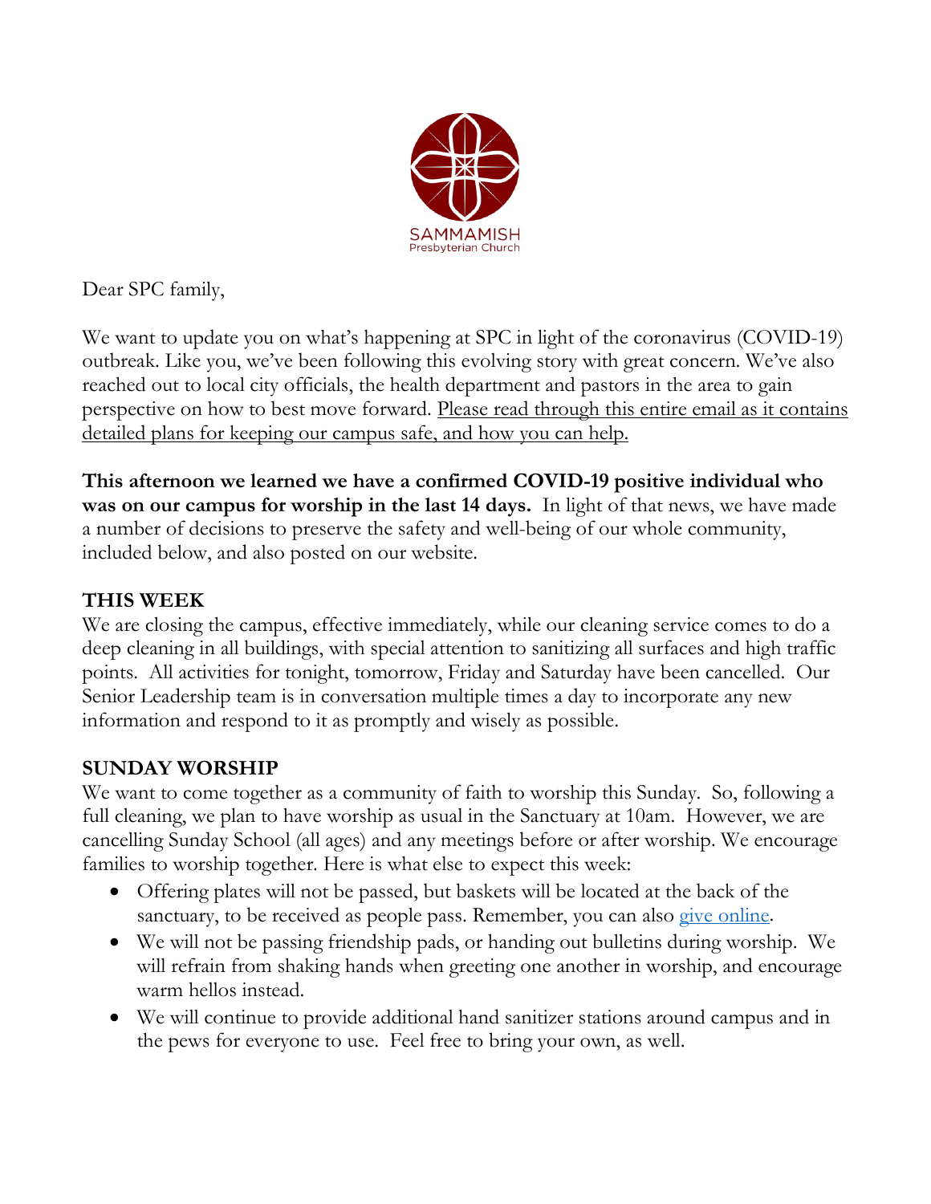SAMMAMISH
Presbyterian Church

Dear SPC family,

We want to update you on what's happening at SPC in light of the coronavirus (COVID-19) outbreak. Like you, we've been following this evolving story with great concern. We've also reached out to local city officials, the health department and pastors in the area to gain perspective on how to best move forward. Please read through this entire email as it contains detailed plans for keeping our campus safe, and how you can help.

**This afternoon we learned we have a confirmed COVID-19 positive individual who was on our campus for worship in the last 14 days.** In light of that news, we have made a number of decisions to preserve the safety and well-being of our whole community, included below, and also posted on our website.

## THIS WEEK

We are closing the campus, effective immediately, while our cleaning service comes to do a deep cleaning in all buildings, with special attention to sanitizing all surfaces and high traffic points. All activities for tonight, tomorrow, Friday and Saturday have been cancelled. Our Senior Leadership team is in conversation multiple times a day to incorporate any new information and respond to it as promptly and wisely as possible.

## SUNDAY WORSHIP

We want to come together as a community of faith to worship this Sunday. So, following a full cleaning, we plan to have worship as usual in the Sanctuary at 10am. However, we are cancelling Sunday School (all ages) and any meetings before or after worship. We encourage families to worship together. Here is what else to expect this week:

- Offering plates will not be passed, but baskets will be located at the back of the sanctuary, to be received as people pass. Remember, you can also give online.
- We will not be passing friendship pads, or handing out bulletins during worship. We will refrain from shaking hands when greeting one another in worship, and encourage warm hellos instead.
- We will continue to provide additional hand sanitizer stations around campus and in the pews for everyone to use. Feel free to bring your own, as well.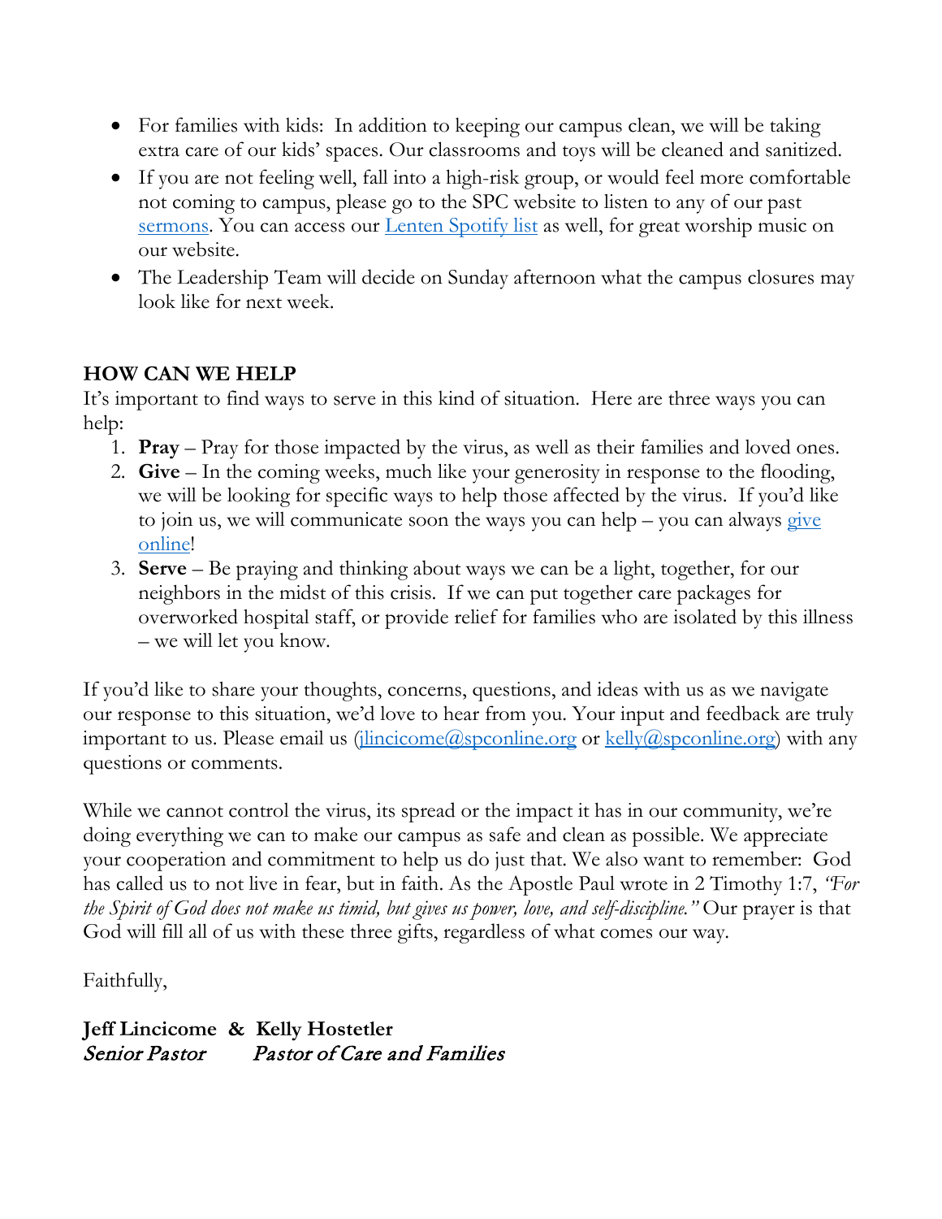- For families with kids: In addition to keeping our campus clean, we will be taking extra care of our kids' spaces. Our classrooms and toys will be cleaned and sanitized.
- If you are not feeling well, fall into a high-risk group, or would feel more comfortable not coming to campus, please go to the SPC website to listen to any of our past sermons. You can access our Lenten Spotify list as well, for great worship music on our website.
- The Leadership Team will decide on Sunday afternoon what the campus closures may look like for next week.

**HOW CAN WE HELP**

It's important to find ways to serve in this kind of situation. Here are three ways you can help:

1. **Pray** – Pray for those impacted by the virus, as well as their families and loved ones.
2. **Give** – In the coming weeks, much like your generosity in response to the flooding, we will be looking for specific ways to help those affected by the virus. If you'd like to join us, we will communicate soon the ways you can help – you can always give online!
3. **Serve** – Be praying and thinking about ways we can be a light, together, for our neighbors in the midst of this crisis. If we can put together care packages for overworked hospital staff, or provide relief for families who are isolated by this illness – we will let you know.

If you'd like to share your thoughts, concerns, questions, and ideas with us as we navigate our response to this situation, we'd love to hear from you. Your input and feedback are truly important to us. Please email us (jlincicome@spconline.org or kelly@spconline.org) with any questions or comments.

While we cannot control the virus, its spread or the impact it has in our community, we're doing everything we can to make our campus as safe and clean as possible. We appreciate your cooperation and commitment to help us do just that. We also want to remember: God has called us to not live in fear, but in faith. As the Apostle Paul wrote in 2 Timothy 1:7, *"For the Spirit of God does not make us timid, but gives us power, love, and self-discipline."* Our prayer is that God will fill all of us with these three gifts, regardless of what comes our way.

Faithfully,

**Jeff Lincicome & Kelly Hostetler**
*Senior Pastor* *Pastor of Care and Families*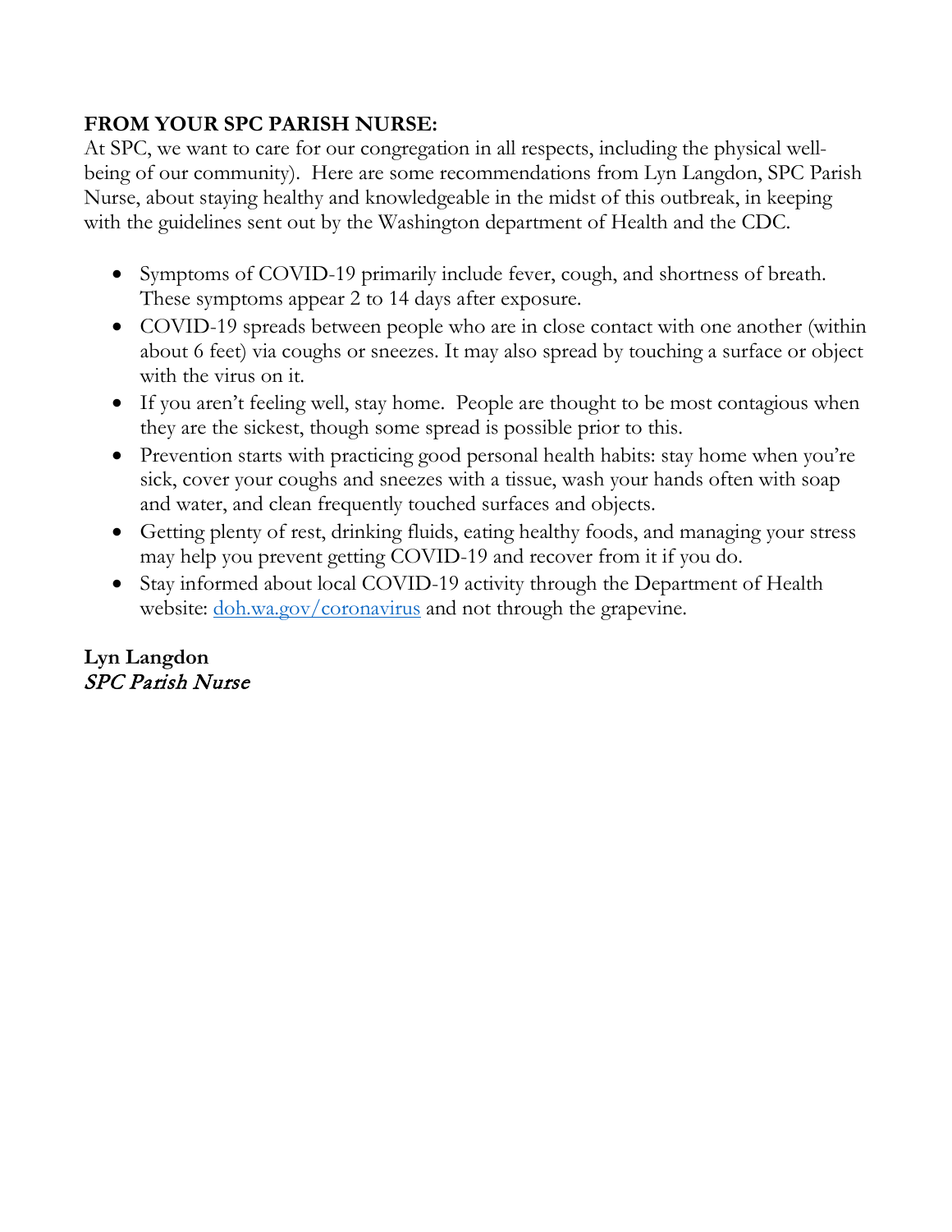**FROM YOUR SPC PARISH NURSE:**

At SPC, we want to care for our congregation in all respects, including the physical well-being of our community). Here are some recommendations from Lyn Langdon, SPC Parish Nurse, about staying healthy and knowledgeable in the midst of this outbreak, in keeping with the guidelines sent out by the Washington department of Health and the CDC.

- Symptoms of COVID-19 primarily include fever, cough, and shortness of breath. These symptoms appear 2 to 14 days after exposure.
- COVID-19 spreads between people who are in close contact with one another (within about 6 feet) via coughs or sneezes. It may also spread by touching a surface or object with the virus on it.
- If you aren't feeling well, stay home. People are thought to be most contagious when they are the sickest, though some spread is possible prior to this.
- Prevention starts with practicing good personal health habits: stay home when you're sick, cover your coughs and sneezes with a tissue, wash your hands often with soap and water, and clean frequently touched surfaces and objects.
- Getting plenty of rest, drinking fluids, eating healthy foods, and managing your stress may help you prevent getting COVID-19 and recover from it if you do.
- Stay informed about local COVID-19 activity through the Department of Health website: [doh.wa.gov/coronavirus](http://doh.wa.gov/coronavirus) and not through the grapevine.

**Lyn Langdon**
*SPC Parish Nurse*